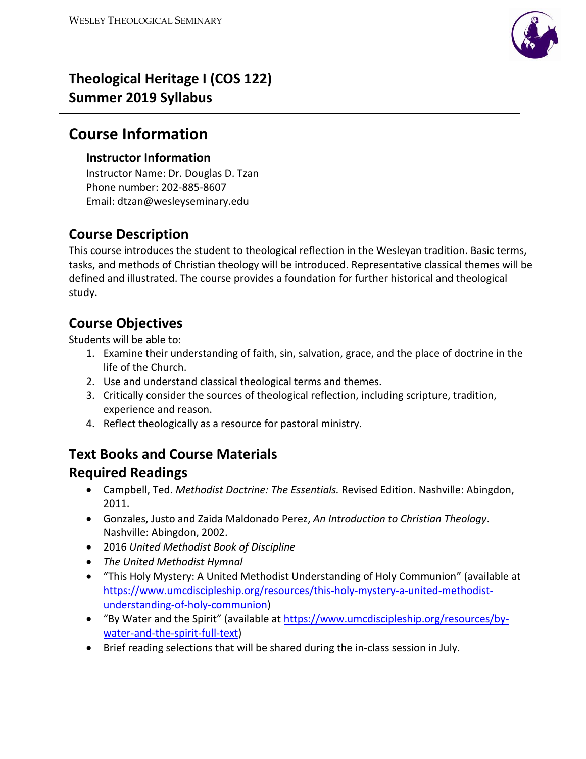# Theological Heritage I (COS 122)
# Summer 2019 Syllabus

## Course Information

### Instructor Information

Instructor Name: Dr. Douglas D. Tzan
Phone number: 202-885-8607
Email: dtzan@wesleyseminary.edu

## Course Description

This course introduces the student to theological reflection in the Wesleyan tradition. Basic terms, tasks, and methods of Christian theology will be introduced. Representative classical themes will be defined and illustrated. The course provides a foundation for further historical and theological study.

## Course Objectives

Students will be able to:

1. Examine their understanding of faith, sin, salvation, grace, and the place of doctrine in the life of the Church.
2. Use and understand classical theological terms and themes.
3. Critically consider the sources of theological reflection, including scripture, tradition, experience and reason.
4. Reflect theologically as a resource for pastoral ministry.

## Text Books and Course Materials

## Required Readings

- Campbell, Ted. *Methodist Doctrine: The Essentials.* Revised Edition. Nashville: Abingdon, 2011.
- Gonzales, Justo and Zaida Maldonado Perez, *An Introduction to Christian Theology*. Nashville: Abingdon, 2002.
- 2016 *United Methodist Book of Discipline*
- *The United Methodist Hymnal*
- "This Holy Mystery: A United Methodist Understanding of Holy Communion" (available at https://www.umcdiscipleship.org/resources/this-holy-mystery-a-united-methodist-understanding-of-holy-communion)
- "By Water and the Spirit" (available at https://www.umcdiscipleship.org/resources/by-water-and-the-spirit-full-text)
- Brief reading selections that will be shared during the in-class session in July.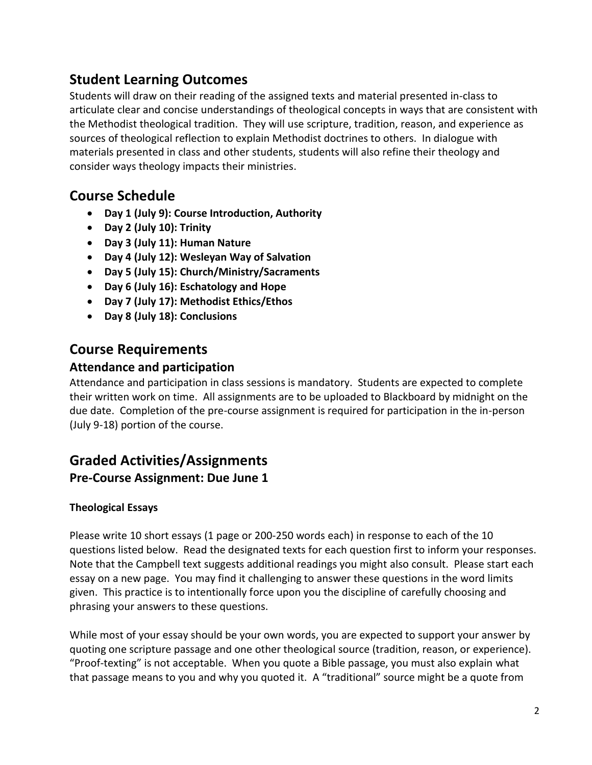## Student Learning Outcomes

Students will draw on their reading of the assigned texts and material presented in-class to articulate clear and concise understandings of theological concepts in ways that are consistent with the Methodist theological tradition. They will use scripture, tradition, reason, and experience as sources of theological reflection to explain Methodist doctrines to others. In dialogue with materials presented in class and other students, students will also refine their theology and consider ways theology impacts their ministries.

## Course Schedule

- **Day 1 (July 9): Course Introduction, Authority**
- **Day 2 (July 10): Trinity**
- **Day 3 (July 11): Human Nature**
- **Day 4 (July 12): Wesleyan Way of Salvation**
- **Day 5 (July 15): Church/Ministry/Sacraments**
- **Day 6 (July 16): Eschatology and Hope**
- **Day 7 (July 17): Methodist Ethics/Ethos**
- **Day 8 (July 18): Conclusions**

## Course Requirements

### Attendance and participation

Attendance and participation in class sessions is mandatory. Students are expected to complete their written work on time. All assignments are to be uploaded to Blackboard by midnight on the due date. Completion of the pre-course assignment is required for participation in the in-person (July 9-18) portion of the course.

## Graded Activities/Assignments

### Pre-Course Assignment: Due June 1

#### Theological Essays

Please write 10 short essays (1 page or 200-250 words each) in response to each of the 10 questions listed below. Read the designated texts for each question first to inform your responses. Note that the Campbell text suggests additional readings you might also consult. Please start each essay on a new page. You may find it challenging to answer these questions in the word limits given. This practice is to intentionally force upon you the discipline of carefully choosing and phrasing your answers to these questions.

While most of your essay should be your own words, you are expected to support your answer by quoting one scripture passage and one other theological source (tradition, reason, or experience). "Proof-texting" is not acceptable. When you quote a Bible passage, you must also explain what that passage means to you and why you quoted it. A "traditional" source might be a quote from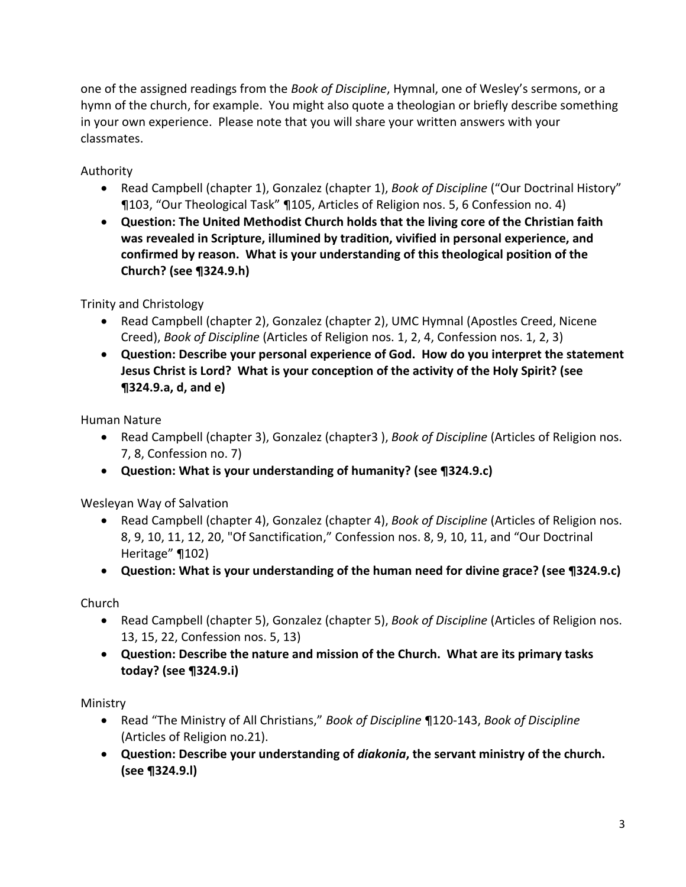one of the assigned readings from the *Book of Discipline*, Hymnal, one of Wesley's sermons, or a hymn of the church, for example. You might also quote a theologian or briefly describe something in your own experience. Please note that you will share your written answers with your classmates.

Authority

- Read Campbell (chapter 1), Gonzalez (chapter 1), *Book of Discipline* ("Our Doctrinal History" ¶103, "Our Theological Task" ¶105, Articles of Religion nos. 5, 6 Confession no. 4)
- **Question: The United Methodist Church holds that the living core of the Christian faith was revealed in Scripture, illumined by tradition, vivified in personal experience, and confirmed by reason. What is your understanding of this theological position of the Church? (see ¶324.9.h)**

Trinity and Christology

- Read Campbell (chapter 2), Gonzalez (chapter 2), UMC Hymnal (Apostles Creed, Nicene Creed), *Book of Discipline* (Articles of Religion nos. 1, 2, 4, Confession nos. 1, 2, 3)
- **Question: Describe your personal experience of God. How do you interpret the statement Jesus Christ is Lord? What is your conception of the activity of the Holy Spirit? (see ¶324.9.a, d, and e)**

Human Nature

- Read Campbell (chapter 3), Gonzalez (chapter3 ), *Book of Discipline* (Articles of Religion nos. 7, 8, Confession no. 7)
- **Question: What is your understanding of humanity? (see ¶324.9.c)**

Wesleyan Way of Salvation

- Read Campbell (chapter 4), Gonzalez (chapter 4), *Book of Discipline* (Articles of Religion nos. 8, 9, 10, 11, 12, 20, "Of Sanctification," Confession nos. 8, 9, 10, 11, and "Our Doctrinal Heritage" ¶102)
- **Question: What is your understanding of the human need for divine grace? (see ¶324.9.c)**

Church

- Read Campbell (chapter 5), Gonzalez (chapter 5), *Book of Discipline* (Articles of Religion nos. 13, 15, 22, Confession nos. 5, 13)
- **Question: Describe the nature and mission of the Church. What are its primary tasks today? (see ¶324.9.i)**

Ministry

- Read "The Ministry of All Christians," *Book of Discipline* ¶120-143, *Book of Discipline* (Articles of Religion no.21).
- **Question: Describe your understanding of *diakonia*, the servant ministry of the church. (see ¶324.9.l)**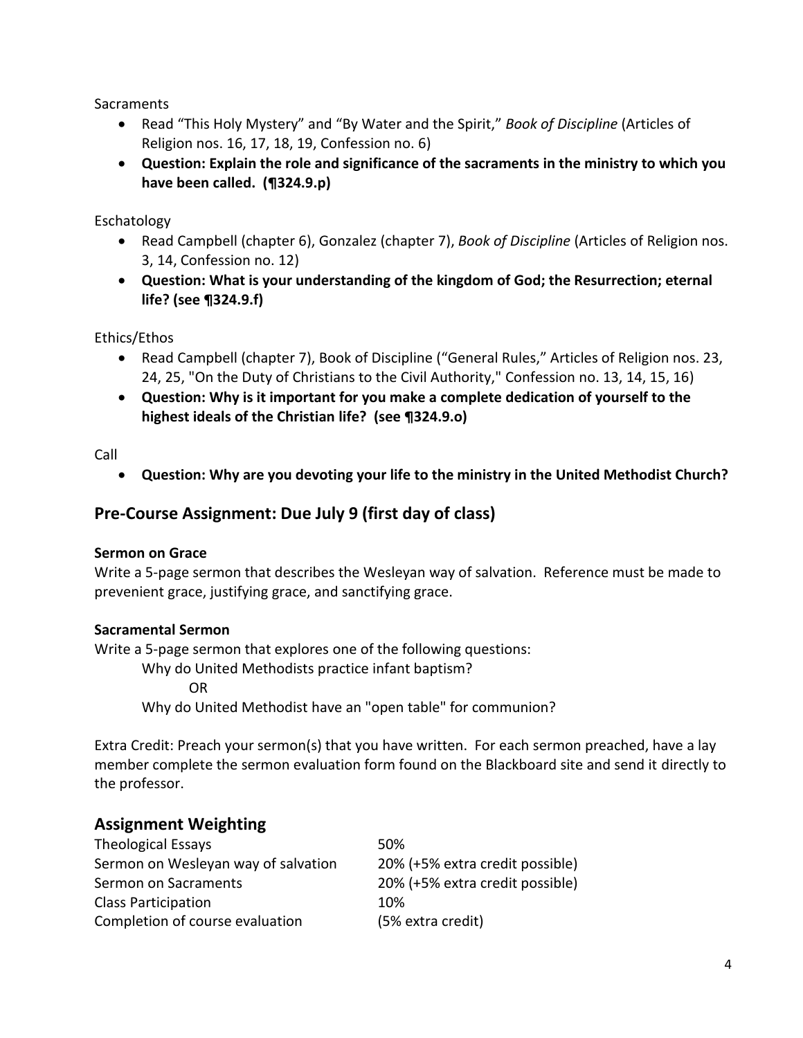Sacraments

- Read "This Holy Mystery" and "By Water and the Spirit," *Book of Discipline* (Articles of Religion nos. 16, 17, 18, 19, Confession no. 6)
- **Question: Explain the role and significance of the sacraments in the ministry to which you have been called. (¶324.9.p)**

Eschatology

- Read Campbell (chapter 6), Gonzalez (chapter 7), *Book of Discipline* (Articles of Religion nos. 3, 14, Confession no. 12)
- **Question: What is your understanding of the kingdom of God; the Resurrection; eternal life? (see ¶324.9.f)**

Ethics/Ethos

- Read Campbell (chapter 7), Book of Discipline ("General Rules," Articles of Religion nos. 23, 24, 25, "On the Duty of Christians to the Civil Authority," Confession no. 13, 14, 15, 16)
- **Question: Why is it important for you make a complete dedication of yourself to the highest ideals of the Christian life? (see ¶324.9.o)**

Call

- **Question: Why are you devoting your life to the ministry in the United Methodist Church?**

## Pre-Course Assignment: Due July 9 (first day of class)

**Sermon on Grace**

Write a 5-page sermon that describes the Wesleyan way of salvation. Reference must be made to prevenient grace, justifying grace, and sanctifying grace.

**Sacramental Sermon**

Write a 5-page sermon that explores one of the following questions:

Why do United Methodists practice infant baptism?

OR

Why do United Methodist have an "open table" for communion?

Extra Credit: Preach your sermon(s) that you have written. For each sermon preached, have a lay member complete the sermon evaluation form found on the Blackboard site and send it directly to the professor.

## Assignment Weighting

| | |
|---|---|
| Theological Essays | 50% |
| Sermon on Wesleyan way of salvation | 20% (+5% extra credit possible) |
| Sermon on Sacraments | 20% (+5% extra credit possible) |
| Class Participation | 10% |
| Completion of course evaluation | (5% extra credit) |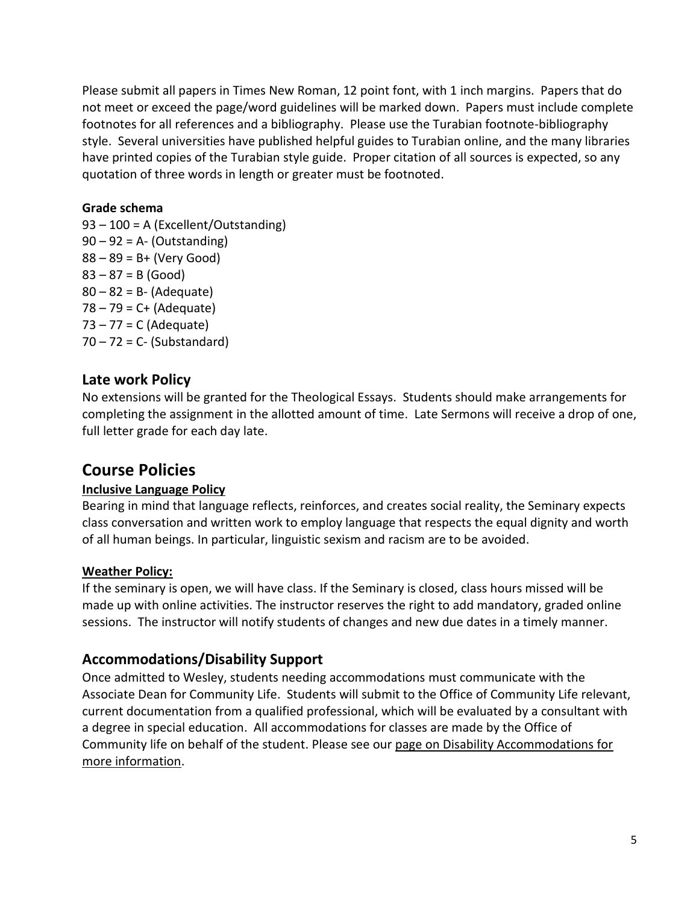Please submit all papers in Times New Roman, 12 point font, with 1 inch margins. Papers that do not meet or exceed the page/word guidelines will be marked down. Papers must include complete footnotes for all references and a bibliography. Please use the Turabian footnote-bibliography style. Several universities have published helpful guides to Turabian online, and the many libraries have printed copies of the Turabian style guide. Proper citation of all sources is expected, so any quotation of three words in length or greater must be footnoted.

**Grade schema**

93 – 100 = A (Excellent/Outstanding)
90 – 92 = A- (Outstanding)
88 – 89 = B+ (Very Good)
83 – 87 = B (Good)
80 – 82 = B- (Adequate)
78 – 79 = C+ (Adequate)
73 – 77 = C (Adequate)
70 – 72 = C- (Substandard)

## Late work Policy

No extensions will be granted for the Theological Essays. Students should make arrangements for completing the assignment in the allotted amount of time. Late Sermons will receive a drop of one, full letter grade for each day late.

# Course Policies

**Inclusive Language Policy**

Bearing in mind that language reflects, reinforces, and creates social reality, the Seminary expects class conversation and written work to employ language that respects the equal dignity and worth of all human beings. In particular, linguistic sexism and racism are to be avoided.

**Weather Policy:**

If the seminary is open, we will have class. If the Seminary is closed, class hours missed will be made up with online activities. The instructor reserves the right to add mandatory, graded online sessions. The instructor will notify students of changes and new due dates in a timely manner.

## Accommodations/Disability Support

Once admitted to Wesley, students needing accommodations must communicate with the Associate Dean for Community Life. Students will submit to the Office of Community Life relevant, current documentation from a qualified professional, which will be evaluated by a consultant with a degree in special education. All accommodations for classes are made by the Office of Community life on behalf of the student. Please see our page on Disability Accommodations for more information.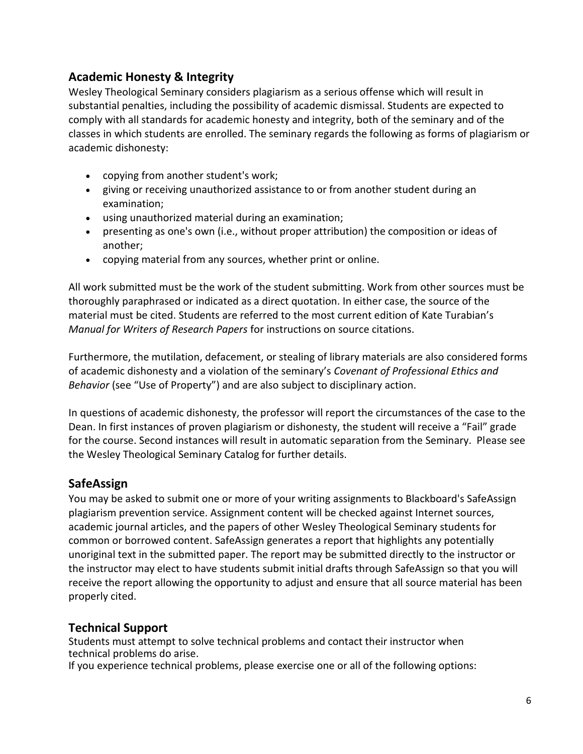## Academic Honesty & Integrity

Wesley Theological Seminary considers plagiarism as a serious offense which will result in substantial penalties, including the possibility of academic dismissal. Students are expected to comply with all standards for academic honesty and integrity, both of the seminary and of the classes in which students are enrolled. The seminary regards the following as forms of plagiarism or academic dishonesty:

- copying from another student's work;
- giving or receiving unauthorized assistance to or from another student during an examination;
- using unauthorized material during an examination;
- presenting as one's own (i.e., without proper attribution) the composition or ideas of another;
- copying material from any sources, whether print or online.

All work submitted must be the work of the student submitting. Work from other sources must be thoroughly paraphrased or indicated as a direct quotation. In either case, the source of the material must be cited. Students are referred to the most current edition of Kate Turabian's *Manual for Writers of Research Papers* for instructions on source citations.

Furthermore, the mutilation, defacement, or stealing of library materials are also considered forms of academic dishonesty and a violation of the seminary's *Covenant of Professional Ethics and Behavior* (see "Use of Property") and are also subject to disciplinary action.

In questions of academic dishonesty, the professor will report the circumstances of the case to the Dean. In first instances of proven plagiarism or dishonesty, the student will receive a "Fail" grade for the course. Second instances will result in automatic separation from the Seminary. Please see the Wesley Theological Seminary Catalog for further details.

## SafeAssign

You may be asked to submit one or more of your writing assignments to Blackboard's SafeAssign plagiarism prevention service. Assignment content will be checked against Internet sources, academic journal articles, and the papers of other Wesley Theological Seminary students for common or borrowed content. SafeAssign generates a report that highlights any potentially unoriginal text in the submitted paper. The report may be submitted directly to the instructor or the instructor may elect to have students submit initial drafts through SafeAssign so that you will receive the report allowing the opportunity to adjust and ensure that all source material has been properly cited.

## Technical Support

Students must attempt to solve technical problems and contact their instructor when technical problems do arise.
If you experience technical problems, please exercise one or all of the following options: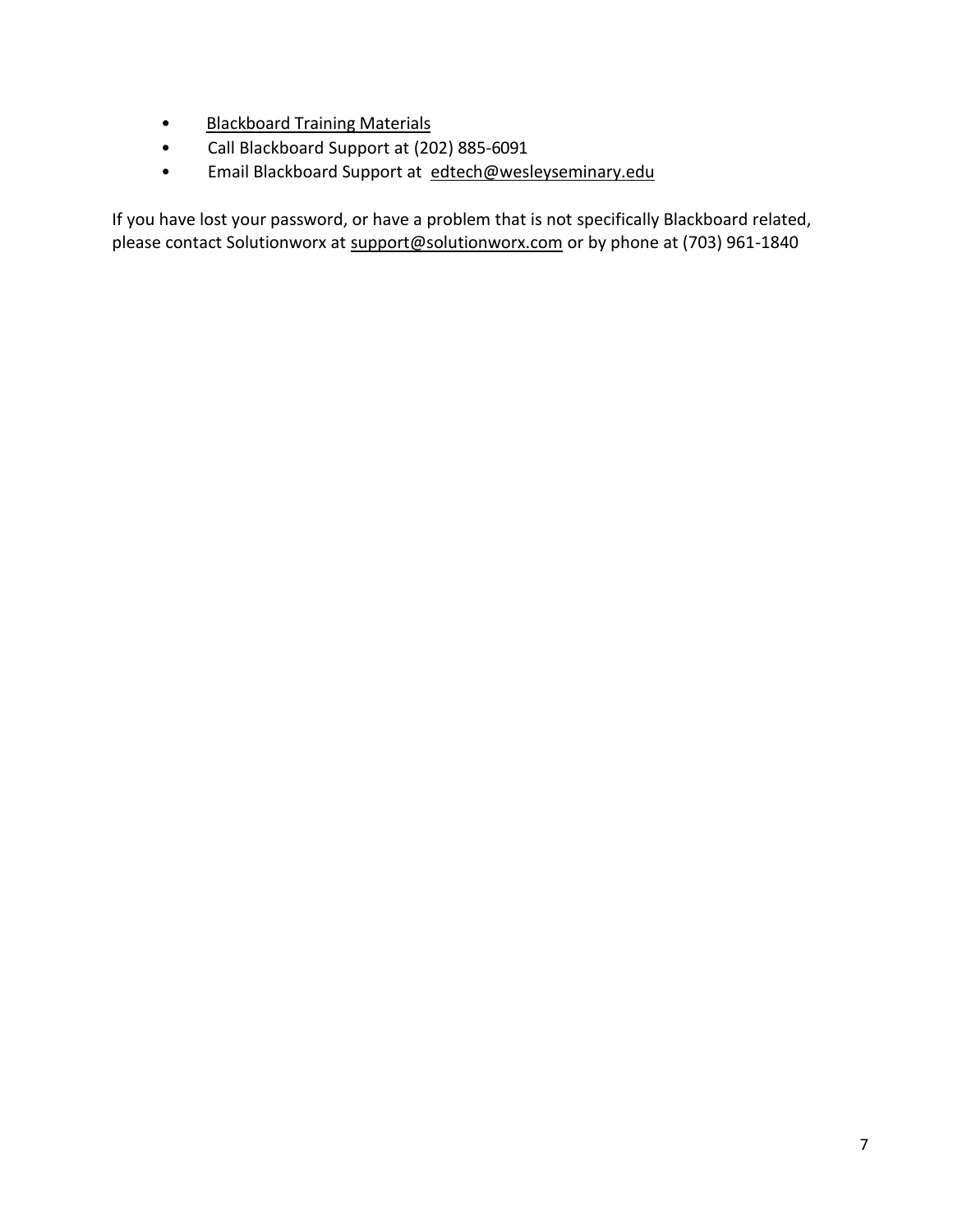- Blackboard Training Materials
- Call Blackboard Support at (202) 885-6091
- Email Blackboard Support at edtech@wesleyseminary.edu

If you have lost your password, or have a problem that is not specifically Blackboard related, please contact Solutionworx at support@solutionworx.com or by phone at (703) 961-1840